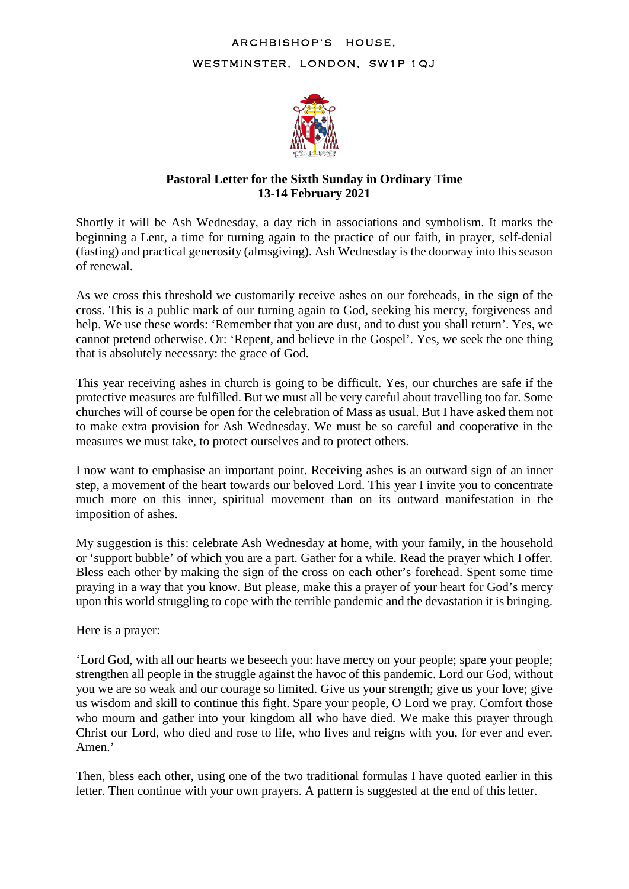ARCHBISHOP'S HOUSE,

WESTMINSTER, LONDON, SW1P 1QJ

**Pastoral Letter for the Sixth Sunday in Ordinary Time**
**13-14 February 2021**

Shortly it will be Ash Wednesday, a day rich in associations and symbolism. It marks the beginning a Lent, a time for turning again to the practice of our faith, in prayer, self-denial (fasting) and practical generosity (almsgiving). Ash Wednesday is the doorway into this season of renewal.

As we cross this threshold we customarily receive ashes on our foreheads, in the sign of the cross. This is a public mark of our turning again to God, seeking his mercy, forgiveness and help. We use these words: 'Remember that you are dust, and to dust you shall return'. Yes, we cannot pretend otherwise. Or: 'Repent, and believe in the Gospel'. Yes, we seek the one thing that is absolutely necessary: the grace of God.

This year receiving ashes in church is going to be difficult. Yes, our churches are safe if the protective measures are fulfilled. But we must all be very careful about travelling too far. Some churches will of course be open for the celebration of Mass as usual. But I have asked them not to make extra provision for Ash Wednesday. We must be so careful and cooperative in the measures we must take, to protect ourselves and to protect others.

I now want to emphasise an important point. Receiving ashes is an outward sign of an inner step, a movement of the heart towards our beloved Lord. This year I invite you to concentrate much more on this inner, spiritual movement than on its outward manifestation in the imposition of ashes.

My suggestion is this: celebrate Ash Wednesday at home, with your family, in the household or 'support bubble' of which you are a part. Gather for a while. Read the prayer which I offer. Bless each other by making the sign of the cross on each other's forehead. Spent some time praying in a way that you know. But please, make this a prayer of your heart for God's mercy upon this world struggling to cope with the terrible pandemic and the devastation it is bringing.

Here is a prayer:

'Lord God, with all our hearts we beseech you: have mercy on your people; spare your people; strengthen all people in the struggle against the havoc of this pandemic. Lord our God, without you we are so weak and our courage so limited. Give us your strength; give us your love; give us wisdom and skill to continue this fight. Spare your people, O Lord we pray. Comfort those who mourn and gather into your kingdom all who have died. We make this prayer through Christ our Lord, who died and rose to life, who lives and reigns with you, for ever and ever. Amen.'

Then, bless each other, using one of the two traditional formulas I have quoted earlier in this letter. Then continue with your own prayers. A pattern is suggested at the end of this letter.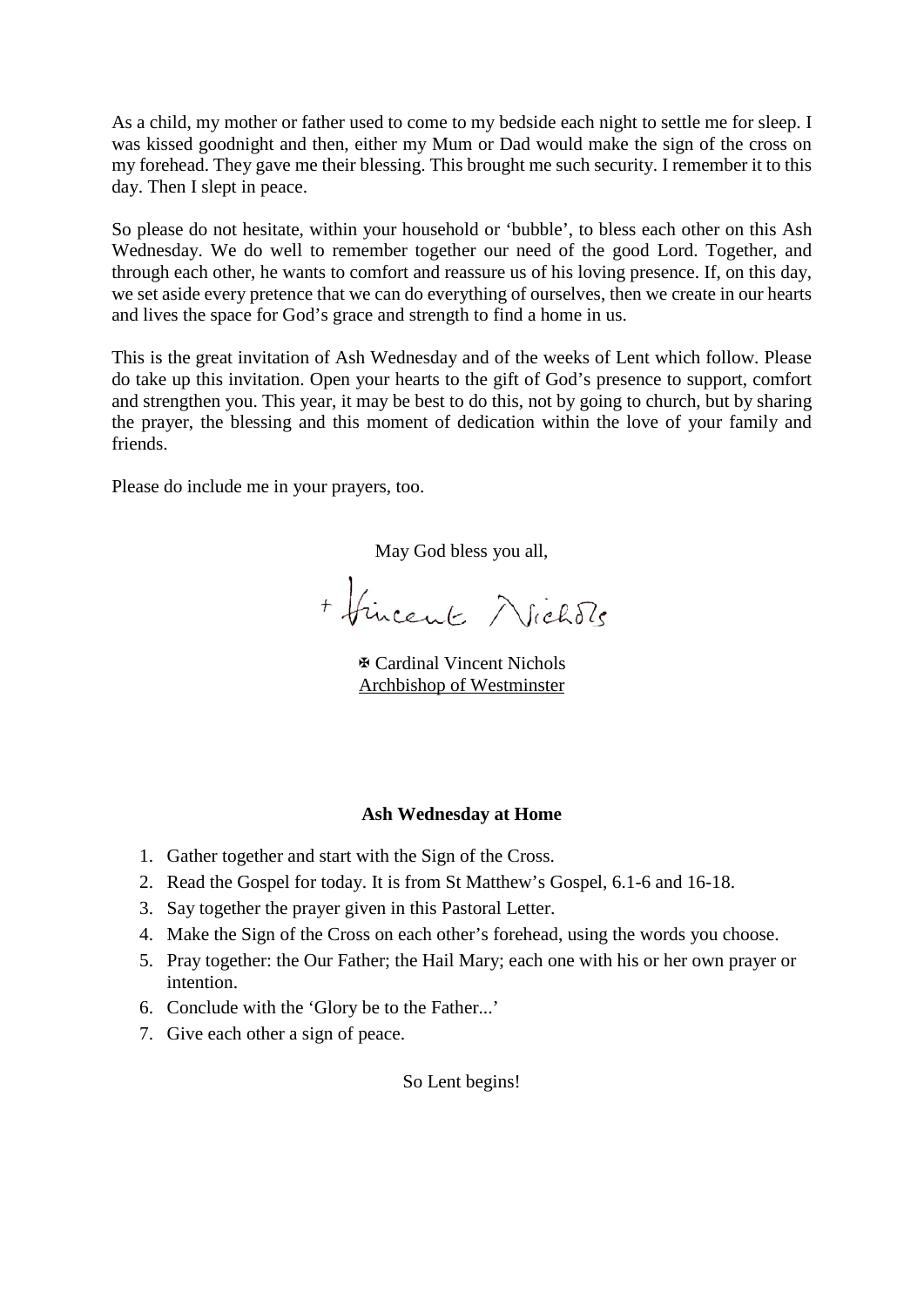As a child, my mother or father used to come to my bedside each night to settle me for sleep. I was kissed goodnight and then, either my Mum or Dad would make the sign of the cross on my forehead. They gave me their blessing. This brought me such security. I remember it to this day. Then I slept in peace.

So please do not hesitate, within your household or 'bubble', to bless each other on this Ash Wednesday. We do well to remember together our need of the good Lord. Together, and through each other, he wants to comfort and reassure us of his loving presence. If, on this day, we set aside every pretence that we can do everything of ourselves, then we create in our hearts and lives the space for God's grace and strength to find a home in us.

This is the great invitation of Ash Wednesday and of the weeks of Lent which follow. Please do take up this invitation. Open your hearts to the gift of God's presence to support, comfort and strengthen you. This year, it may be best to do this, not by going to church, but by sharing the prayer, the blessing and this moment of dedication within the love of your family and friends.

Please do include me in your prayers, too.

May God bless you all,

+ Vincent Nichols

✠ Cardinal Vincent Nichols
Archbishop of Westminster

**Ash Wednesday at Home**

1. Gather together and start with the Sign of the Cross.
2. Read the Gospel for today. It is from St Matthew's Gospel, 6.1-6 and 16-18.
3. Say together the prayer given in this Pastoral Letter.
4. Make the Sign of the Cross on each other's forehead, using the words you choose.
5. Pray together: the Our Father; the Hail Mary; each one with his or her own prayer or intention.
6. Conclude with the 'Glory be to the Father...'
7. Give each other a sign of peace.

So Lent begins!